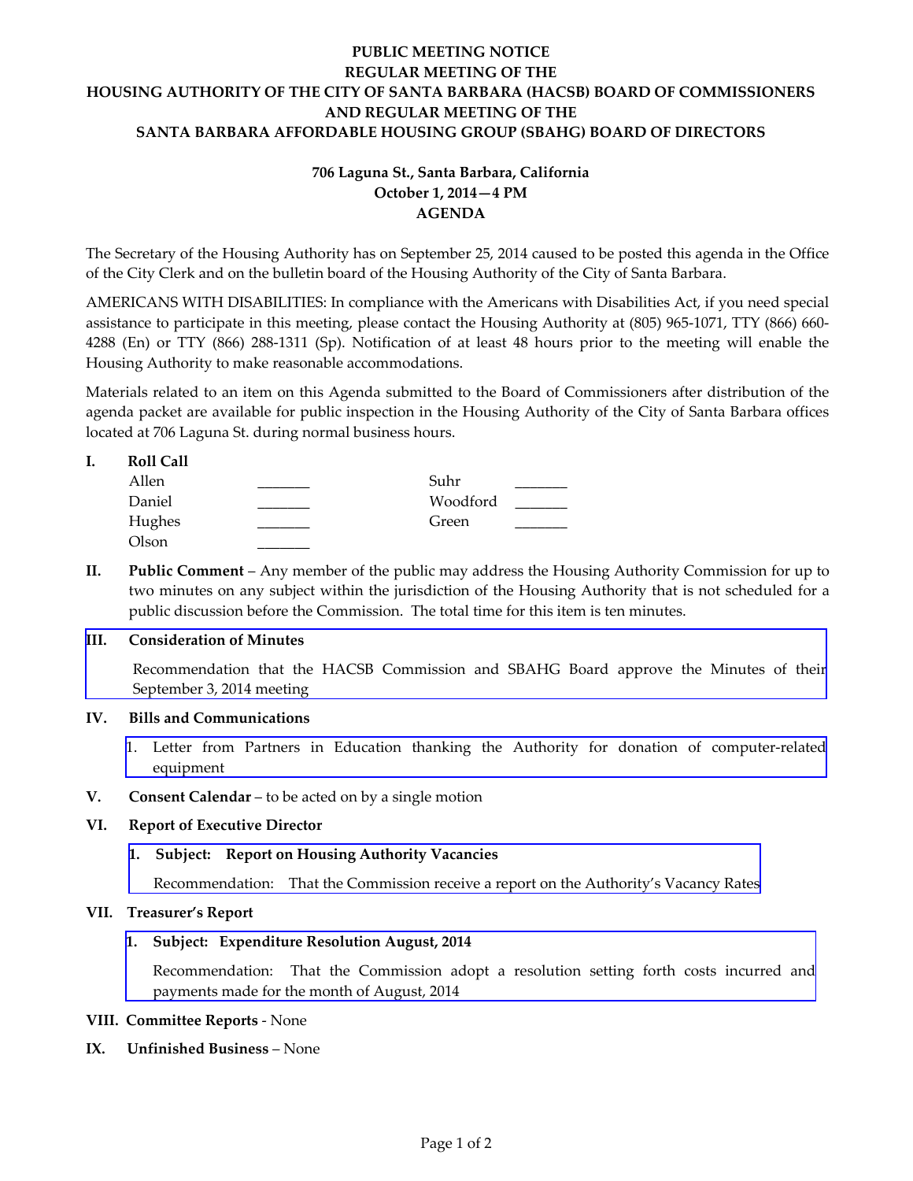# PUBLIC MEETING NOTICE
# REGULAR MEETING OF THE
# HOUSING AUTHORITY OF THE CITY OF SANTA BARBARA (HACSB) BOARD OF COMMISSIONERS
# AND REGULAR MEETING OF THE
# SANTA BARBARA AFFORDABLE HOUSING GROUP (SBAHG) BOARD OF DIRECTORS

**706 Laguna St., Santa Barbara, California**
**October 1, 2014—4 PM**
**AGENDA**

The Secretary of the Housing Authority has on September 25, 2014 caused to be posted this agenda in the Office of the City Clerk and on the bulletin board of the Housing Authority of the City of Santa Barbara.

AMERICANS WITH DISABILITIES: In compliance with the Americans with Disabilities Act, if you need special assistance to participate in this meeting, please contact the Housing Authority at (805) 965-1071, TTY (866) 660-4288 (En) or TTY (866) 288-1311 (Sp). Notification of at least 48 hours prior to the meeting will enable the Housing Authority to make reasonable accommodations.

Materials related to an item on this Agenda submitted to the Board of Commissioners after distribution of the agenda packet are available for public inspection in the Housing Authority of the City of Santa Barbara offices located at 706 Laguna St. during normal business hours.

**I. Roll Call**

| | | | |
|---|---|---|---|
| Allen | _______ | Suhr | _______ |
| Daniel | _______ | Woodford | _______ |
| Hughes | _______ | Green | _______ |
| Olson | _______ | | |

**II. Public Comment** – Any member of the public may address the Housing Authority Commission for up to two minutes on any subject within the jurisdiction of the Housing Authority that is not scheduled for a public discussion before the Commission. The total time for this item is ten minutes.

**III. Consideration of Minutes**

Recommendation that the HACSB Commission and SBAHG Board approve the Minutes of their September 3, 2014 meeting

**IV. Bills and Communications**

1. Letter from Partners in Education thanking the Authority for donation of computer-related equipment

**V. Consent Calendar** – to be acted on by a single motion

**VI. Report of Executive Director**

**1. Subject: Report on Housing Authority Vacancies**

Recommendation: That the Commission receive a report on the Authority's Vacancy Rates

**VII. Treasurer's Report**

**1. Subject: Expenditure Resolution August, 2014**

Recommendation: That the Commission adopt a resolution setting forth costs incurred and payments made for the month of August, 2014

**VIII. Committee Reports** - None

**IX. Unfinished Business** – None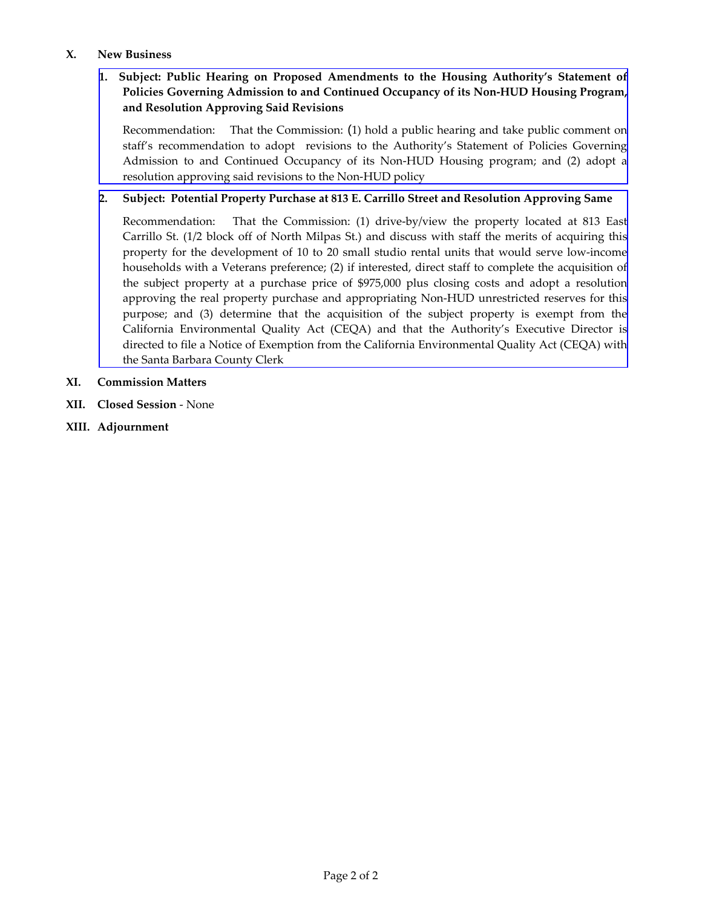## X. New Business

**1. Subject: Public Hearing on Proposed Amendments to the Housing Authority's Statement of Policies Governing Admission to and Continued Occupancy of its Non-HUD Housing Program, and Resolution Approving Said Revisions**

Recommendation: That the Commission: (1) hold a public hearing and take public comment on staff's recommendation to adopt revisions to the Authority's Statement of Policies Governing Admission to and Continued Occupancy of its Non-HUD Housing program; and (2) adopt a resolution approving said revisions to the Non-HUD policy

**2. Subject: Potential Property Purchase at 813 E. Carrillo Street and Resolution Approving Same**

Recommendation: That the Commission: (1) drive-by/view the property located at 813 East Carrillo St. (1/2 block off of North Milpas St.) and discuss with staff the merits of acquiring this property for the development of 10 to 20 small studio rental units that would serve low-income households with a Veterans preference; (2) if interested, direct staff to complete the acquisition of the subject property at a purchase price of $975,000 plus closing costs and adopt a resolution approving the real property purchase and appropriating Non-HUD unrestricted reserves for this purpose; and (3) determine that the acquisition of the subject property is exempt from the California Environmental Quality Act (CEQA) and that the Authority's Executive Director is directed to file a Notice of Exemption from the California Environmental Quality Act (CEQA) with the Santa Barbara County Clerk

## XI. Commission Matters

## XII. Closed Session - None

## XIII. Adjournment